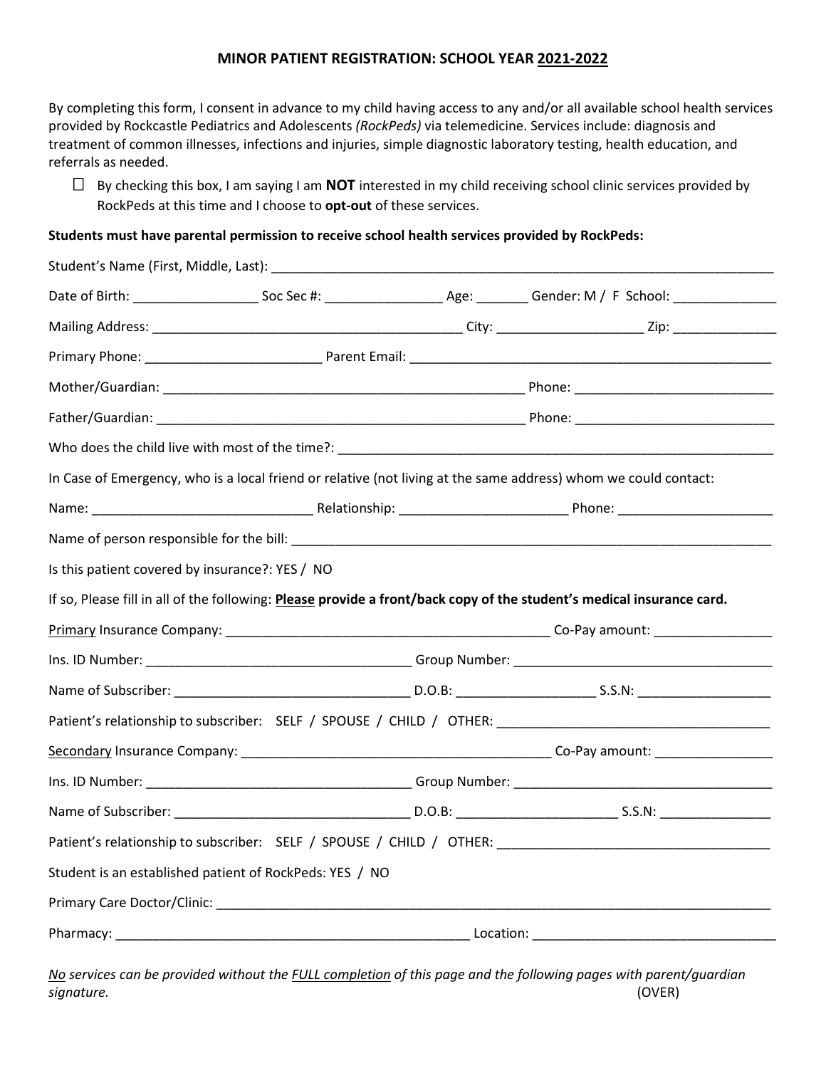# MINOR PATIENT REGISTRATION: SCHOOL YEAR 2021-2022

By completing this form, I consent in advance to my child having access to any and/or all available school health services provided by Rockcastle Pediatrics and Adolescents *(RockPeds)* via telemedicine. Services include: diagnosis and treatment of common illnesses, infections and injuries, simple diagnostic laboratory testing, health education, and referrals as needed.

☐ By checking this box, I am saying I am **NOT** interested in my child receiving school clinic services provided by RockPeds at this time and I choose to **opt-out** of these services.

**Students must have parental permission to receive school health services provided by RockPeds:**

Student's Name (First, Middle, Last): ______________________________________________

Date of Birth: _______________ Soc Sec #: _______________ Age: _______ Gender: M / F School: _____________

Mailing Address: ________________________________________ City: __________________ Zip: _____________

Primary Phone: ______________________ Parent Email: ______________________________________________

Mother/Guardian: ______________________________________________ Phone: _________________________

Father/Guardian: ______________________________________________ Phone: _________________________

Who does the child live with most of the time?: _______________________________________________________

In Case of Emergency, who is a local friend or relative (not living at the same address) whom we could contact:

Name: ____________________________ Relationship: ______________________ Phone: ____________________

Name of person responsible for the bill: _______________________________________________________________

Is this patient covered by insurance?: YES / NO

If so, Please fill in all of the following: **Please provide a front/back copy of the student's medical insurance card.**

Primary Insurance Company: __________________________________________ Co-Pay amount: ______________

Ins. ID Number: __________________________________ Group Number: _________________________________

Name of Subscriber: ______________________________ D.O.B: _________________ S.S.N: _________________

Patient's relationship to subscriber: SELF / SPOUSE / CHILD / OTHER: __________________________________

Secondary Insurance Company: ________________________________________ Co-Pay amount: ______________

Ins. ID Number: __________________________________ Group Number: _________________________________

Name of Subscriber: ______________________________ D.O.B: ____________________ S.S.N: ______________

Patient's relationship to subscriber: SELF / SPOUSE / CHILD / OTHER: __________________________________

Student is an established patient of RockPeds: YES / NO

Primary Care Doctor/Clinic: _______________________________________________________________________

Pharmacy: _____________________________________________ Location: _______________________________

*No services can be provided without the FULL completion of this page and the following pages with parent/guardian signature.* (OVER)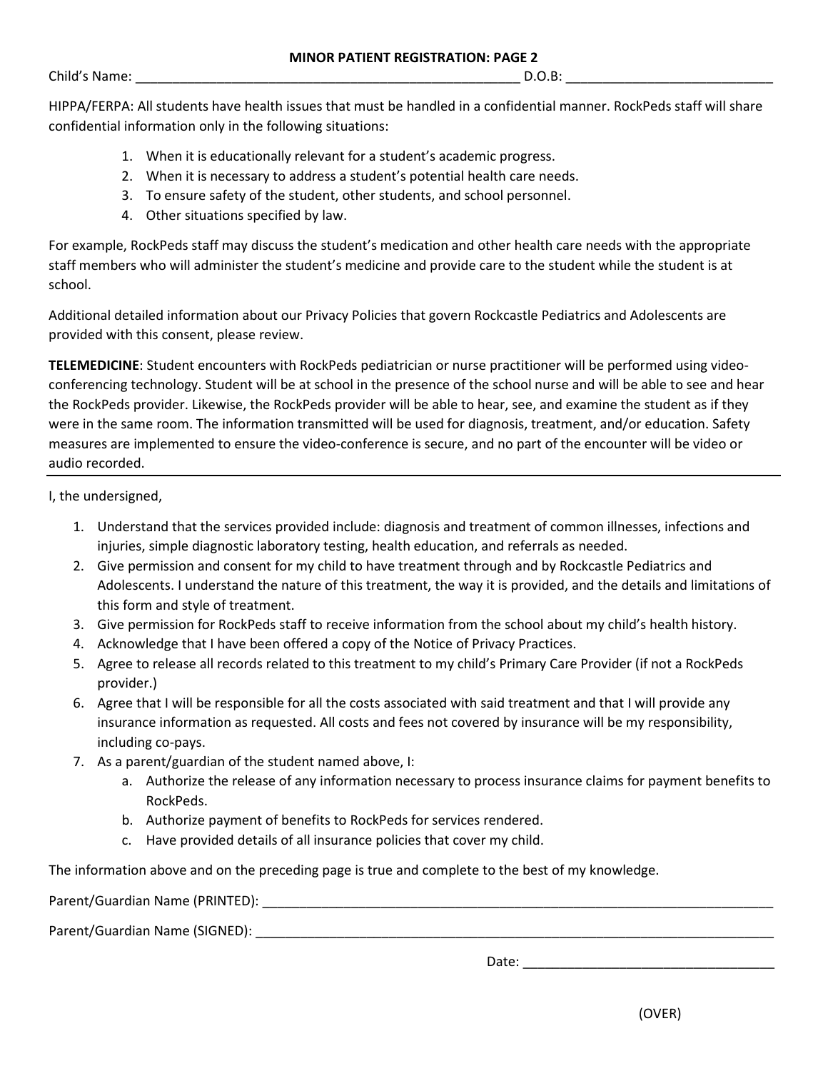**MINOR PATIENT REGISTRATION: PAGE 2**

Child's Name: ______________________________________________________ D.O.B: ____________________________

HIPPA/FERPA: All students have health issues that must be handled in a confidential manner. RockPeds staff will share confidential information only in the following situations:

1. When it is educationally relevant for a student's academic progress.
2. When it is necessary to address a student's potential health care needs.
3. To ensure safety of the student, other students, and school personnel.
4. Other situations specified by law.

For example, RockPeds staff may discuss the student's medication and other health care needs with the appropriate staff members who will administer the student's medicine and provide care to the student while the student is at school.

Additional detailed information about our Privacy Policies that govern Rockcastle Pediatrics and Adolescents are provided with this consent, please review.

**TELEMEDICINE**: Student encounters with RockPeds pediatrician or nurse practitioner will be performed using video-conferencing technology. Student will be at school in the presence of the school nurse and will be able to see and hear the RockPeds provider. Likewise, the RockPeds provider will be able to hear, see, and examine the student as if they were in the same room. The information transmitted will be used for diagnosis, treatment, and/or education. Safety measures are implemented to ensure the video-conference is secure, and no part of the encounter will be video or audio recorded.

---

I, the undersigned,

1. Understand that the services provided include: diagnosis and treatment of common illnesses, infections and injuries, simple diagnostic laboratory testing, health education, and referrals as needed.
2. Give permission and consent for my child to have treatment through and by Rockcastle Pediatrics and Adolescents. I understand the nature of this treatment, the way it is provided, and the details and limitations of this form and style of treatment.
3. Give permission for RockPeds staff to receive information from the school about my child's health history.
4. Acknowledge that I have been offered a copy of the Notice of Privacy Practices.
5. Agree to release all records related to this treatment to my child's Primary Care Provider (if not a RockPeds provider.)
6. Agree that I will be responsible for all the costs associated with said treatment and that I will provide any insurance information as requested. All costs and fees not covered by insurance will be my responsibility, including co-pays.
7. As a parent/guardian of the student named above, I:
   a. Authorize the release of any information necessary to process insurance claims for payment benefits to RockPeds.
   b. Authorize payment of benefits to RockPeds for services rendered.
   c. Have provided details of all insurance policies that cover my child.

The information above and on the preceding page is true and complete to the best of my knowledge.

Parent/Guardian Name (PRINTED): ________________________________________________________________________

Parent/Guardian Name (SIGNED): _________________________________________________________________________

Date: __________________________________

(OVER)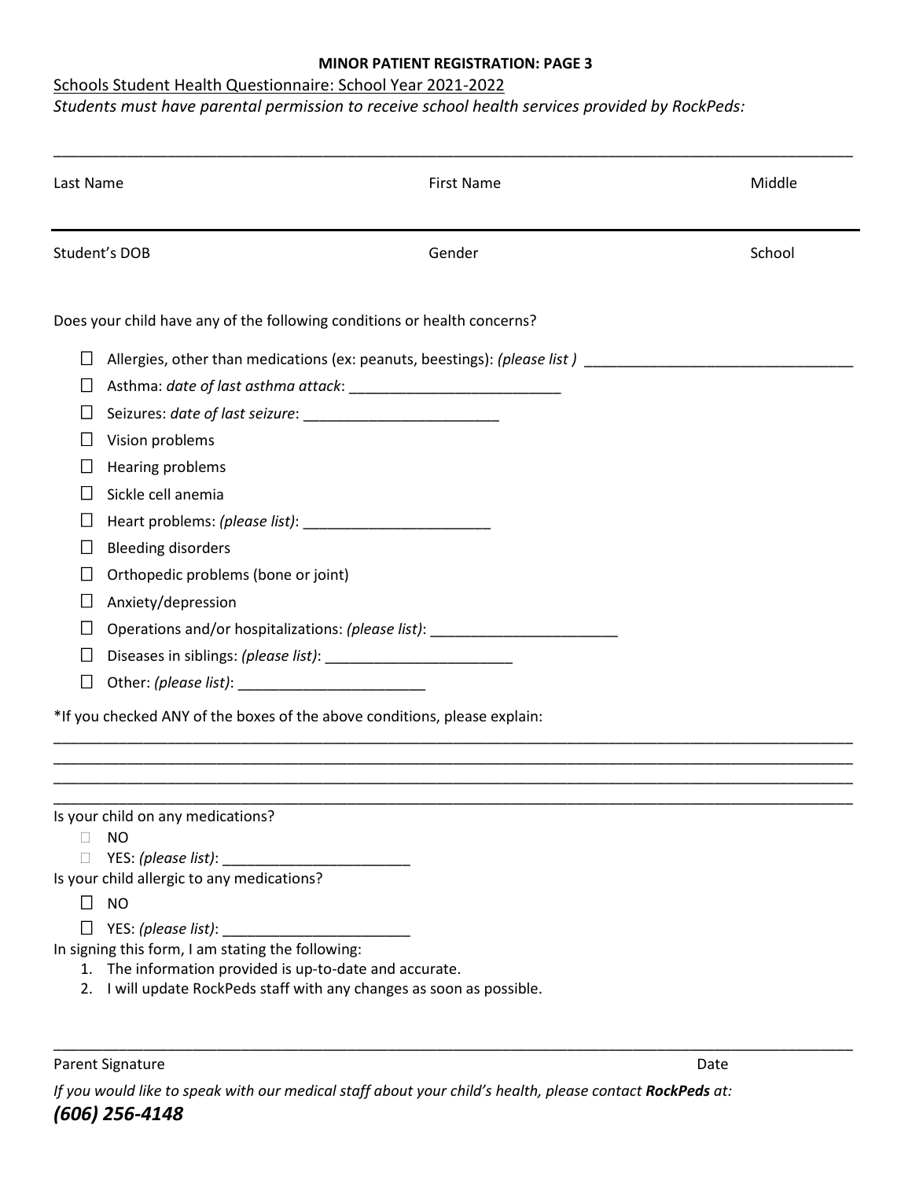**MINOR PATIENT REGISTRATION: PAGE 3**

Schools Student Health Questionnaire: School Year 2021-2022

*Students must have parental permission to receive school health services provided by RockPeds:*

_______________________________________________________________________________________________

Last Name First Name Middle

_______________________________________________________________________________________________

Student's DOB Gender School

Does your child have any of the following conditions or health concerns?

- ☐ Allergies, other than medications (ex: peanuts, beestings): *(please list )* ________________________________
- ☐ Asthma: *date of last asthma attack*: __________________________
- ☐ Seizures: *date of last seizure*: ________________________
- ☐ Vision problems
- ☐ Hearing problems
- ☐ Sickle cell anemia
- ☐ Heart problems: *(please list)*: _______________________
- ☐ Bleeding disorders
- ☐ Orthopedic problems (bone or joint)
- ☐ Anxiety/depression
- ☐ Operations and/or hospitalizations: *(please list)*: _______________________
- ☐ Diseases in siblings: *(please list)*: _______________________
- ☐ Other: *(please list)*: _______________________

*If you checked ANY of the boxes of the above conditions, please explain:

_______________________________________________________________________________________________
_______________________________________________________________________________________________
_______________________________________________________________________________________________
_______________________________________________________________________________________________

Is your child on any medications?

- ☐ NO
- ☐ YES: *(please list)*: _______________________

Is your child allergic to any medications?

- ☐ NO
- ☐ YES: *(please list)*: _______________________

In signing this form, I am stating the following:

1. The information provided is up-to-date and accurate.
2. I will update RockPeds staff with any changes as soon as possible.

_______________________________________________________________________________________________

Parent Signature Date

*If you would like to speak with our medical staff about your child's health, please contact **RockPeds** at:*

***(606) 256-4148***